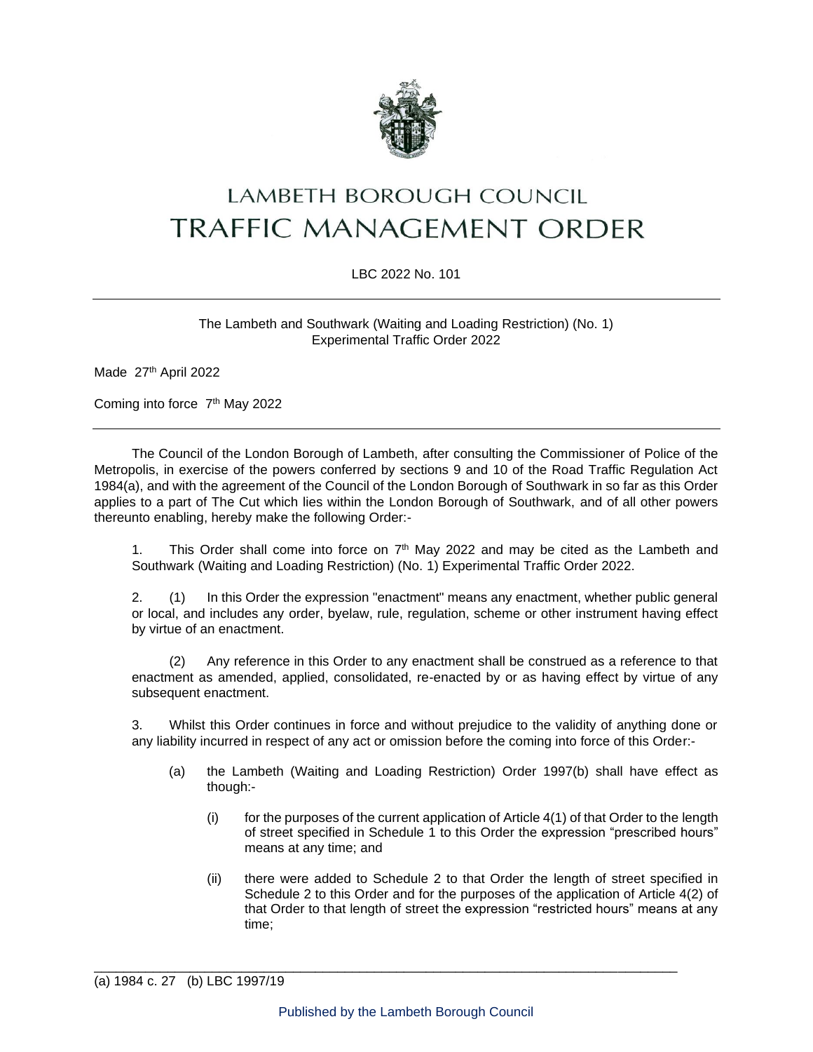# LAMBETH BOROUGH COUNCIL
# TRAFFIC MANAGEMENT ORDER

LBC 2022 No. 101

---

The Lambeth and Southwark (Waiting and Loading Restriction) (No. 1) Experimental Traffic Order 2022

Made 27th April 2022

Coming into force 7th May 2022

---

The Council of the London Borough of Lambeth, after consulting the Commissioner of Police of the Metropolis, in exercise of the powers conferred by sections 9 and 10 of the Road Traffic Regulation Act 1984(a), and with the agreement of the Council of the London Borough of Southwark in so far as this Order applies to a part of The Cut which lies within the London Borough of Southwark, and of all other powers thereunto enabling, hereby make the following Order:-

1. This Order shall come into force on 7th May 2022 and may be cited as the Lambeth and Southwark (Waiting and Loading Restriction) (No. 1) Experimental Traffic Order 2022.

2. (1) In this Order the expression "enactment" means any enactment, whether public general or local, and includes any order, byelaw, rule, regulation, scheme or other instrument having effect by virtue of an enactment.

(2) Any reference in this Order to any enactment shall be construed as a reference to that enactment as amended, applied, consolidated, re-enacted by or as having effect by virtue of any subsequent enactment.

3. Whilst this Order continues in force and without prejudice to the validity of anything done or any liability incurred in respect of any act or omission before the coming into force of this Order:-

(a) the Lambeth (Waiting and Loading Restriction) Order 1997(b) shall have effect as though:-

(i) for the purposes of the current application of Article 4(1) of that Order to the length of street specified in Schedule 1 to this Order the expression "prescribed hours" means at any time; and

(ii) there were added to Schedule 2 to that Order the length of street specified in Schedule 2 to this Order and for the purposes of the application of Article 4(2) of that Order to that length of street the expression "restricted hours" means at any time;

---

(a) 1984 c. 27 (b) LBC 1997/19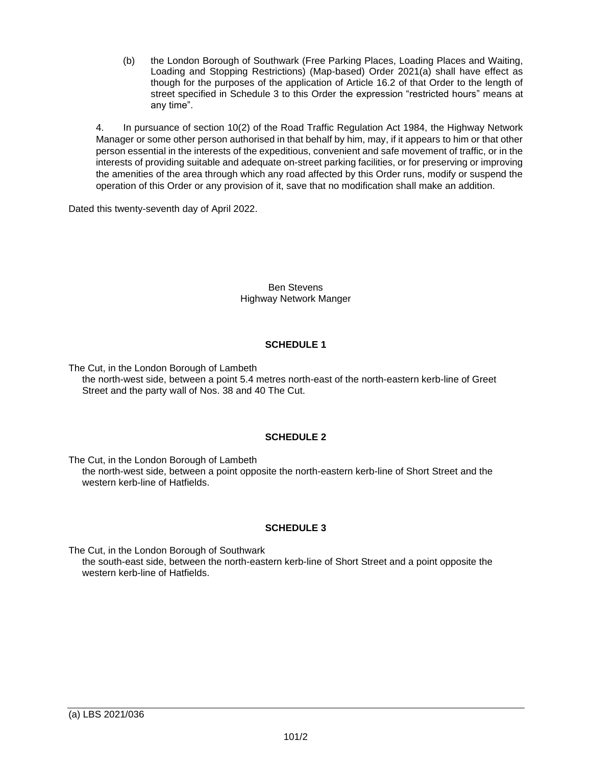(b) the London Borough of Southwark (Free Parking Places, Loading Places and Waiting, Loading and Stopping Restrictions) (Map-based) Order 2021(a) shall have effect as though for the purposes of the application of Article 16.2 of that Order to the length of street specified in Schedule 3 to this Order the expression "restricted hours" means at any time".

4. In pursuance of section 10(2) of the Road Traffic Regulation Act 1984, the Highway Network Manager or some other person authorised in that behalf by him, may, if it appears to him or that other person essential in the interests of the expeditious, convenient and safe movement of traffic, or in the interests of providing suitable and adequate on-street parking facilities, or for preserving or improving the amenities of the area through which any road affected by this Order runs, modify or suspend the operation of this Order or any provision of it, save that no modification shall make an addition.

Dated this twenty-seventh day of April 2022.

Ben Stevens
Highway Network Manger

**SCHEDULE 1**

The Cut, in the London Borough of Lambeth
the north-west side, between a point 5.4 metres north-east of the north-eastern kerb-line of Greet Street and the party wall of Nos. 38 and 40 The Cut.

**SCHEDULE 2**

The Cut, in the London Borough of Lambeth
the north-west side, between a point opposite the north-eastern kerb-line of Short Street and the western kerb-line of Hatfields.

**SCHEDULE 3**

The Cut, in the London Borough of Southwark
the south-east side, between the north-eastern kerb-line of Short Street and a point opposite the western kerb-line of Hatfields.

(a) LBS 2021/036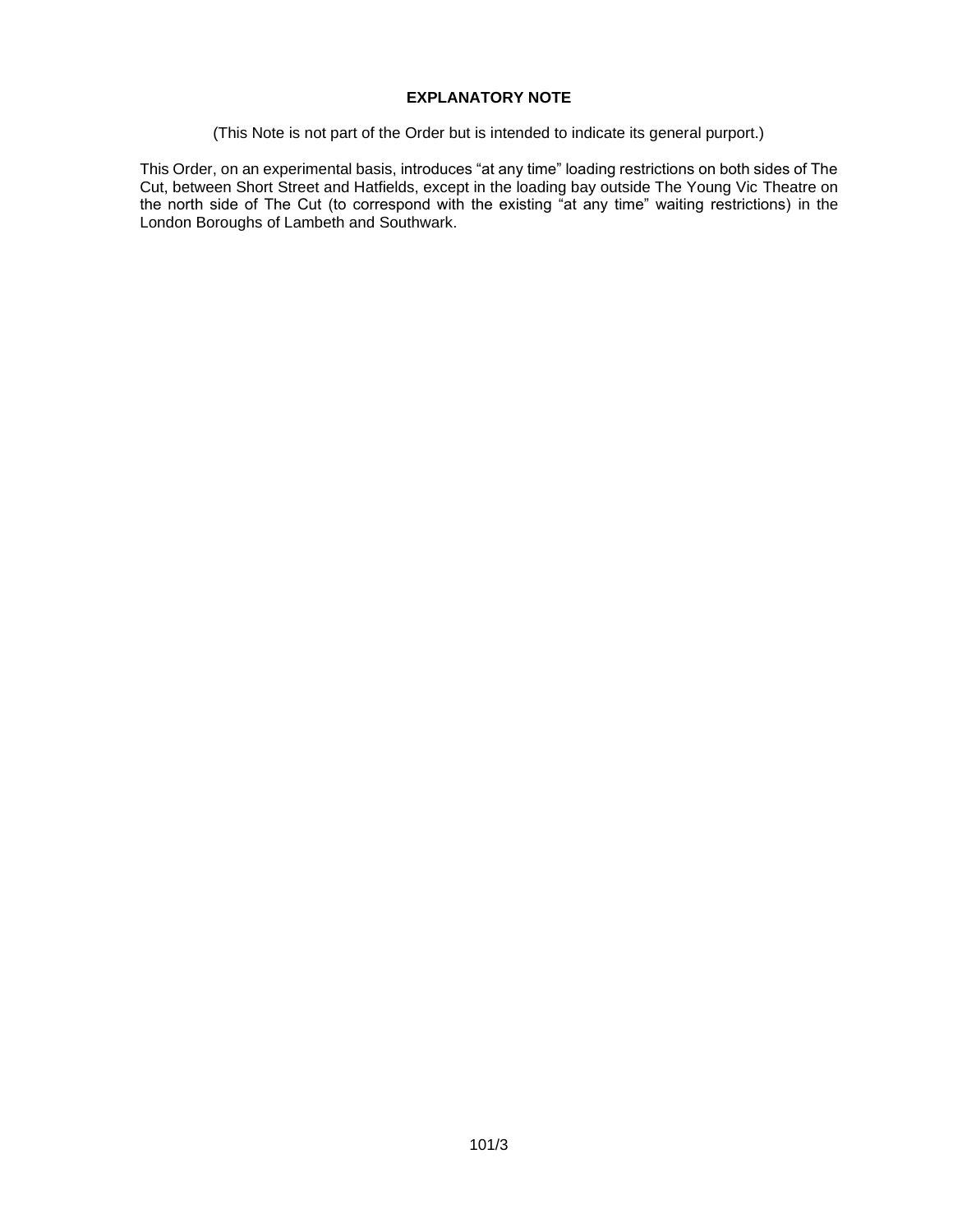**EXPLANATORY NOTE**

(This Note is not part of the Order but is intended to indicate its general purport.)

This Order, on an experimental basis, introduces "at any time" loading restrictions on both sides of The Cut, between Short Street and Hatfields, except in the loading bay outside The Young Vic Theatre on the north side of The Cut (to correspond with the existing "at any time" waiting restrictions) in the London Boroughs of Lambeth and Southwark.

101/3